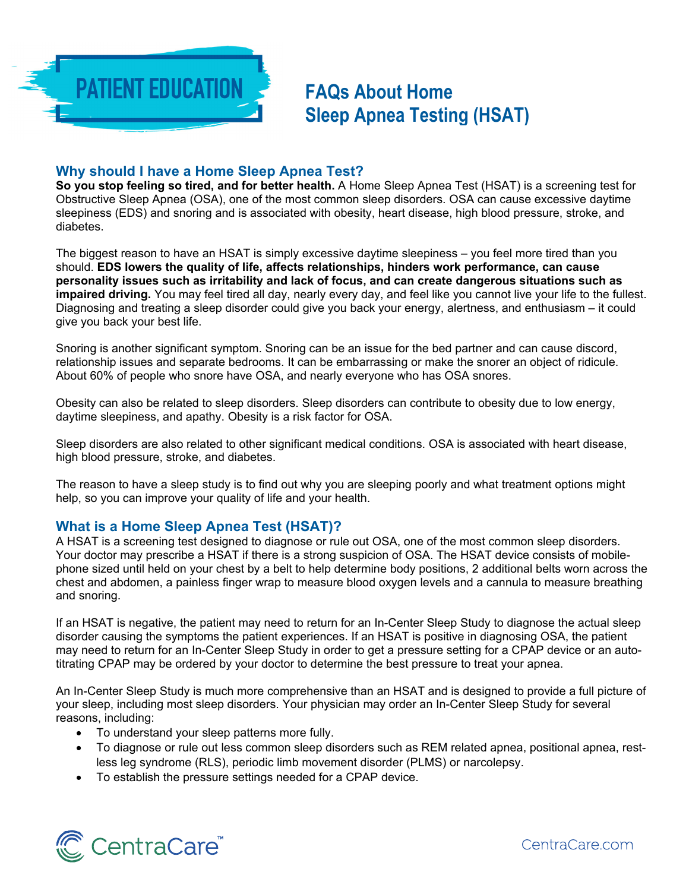PATIENT EDUCATION

# FAQs About Home Sleep Apnea Testing (HSAT)

## Why should I have a Home Sleep Apnea Test?

**So you stop feeling so tired, and for better health.** A Home Sleep Apnea Test (HSAT) is a screening test for Obstructive Sleep Apnea (OSA), one of the most common sleep disorders. OSA can cause excessive daytime sleepiness (EDS) and snoring and is associated with obesity, heart disease, high blood pressure, stroke, and diabetes.

The biggest reason to have an HSAT is simply excessive daytime sleepiness – you feel more tired than you should. **EDS lowers the quality of life, affects relationships, hinders work performance, can cause personality issues such as irritability and lack of focus, and can create dangerous situations such as impaired driving.** You may feel tired all day, nearly every day, and feel like you cannot live your life to the fullest. Diagnosing and treating a sleep disorder could give you back your energy, alertness, and enthusiasm – it could give you back your best life.

Snoring is another significant symptom. Snoring can be an issue for the bed partner and can cause discord, relationship issues and separate bedrooms. It can be embarrassing or make the snorer an object of ridicule. About 60% of people who snore have OSA, and nearly everyone who has OSA snores.

Obesity can also be related to sleep disorders. Sleep disorders can contribute to obesity due to low energy, daytime sleepiness, and apathy. Obesity is a risk factor for OSA.

Sleep disorders are also related to other significant medical conditions. OSA is associated with heart disease, high blood pressure, stroke, and diabetes.

The reason to have a sleep study is to find out why you are sleeping poorly and what treatment options might help, so you can improve your quality of life and your health.

## What is a Home Sleep Apnea Test (HSAT)?

A HSAT is a screening test designed to diagnose or rule out OSA, one of the most common sleep disorders. Your doctor may prescribe a HSAT if there is a strong suspicion of OSA. The HSAT device consists of mobile-phone sized until held on your chest by a belt to help determine body positions, 2 additional belts worn across the chest and abdomen, a painless finger wrap to measure blood oxygen levels and a cannula to measure breathing and snoring.

If an HSAT is negative, the patient may need to return for an In-Center Sleep Study to diagnose the actual sleep disorder causing the symptoms the patient experiences. If an HSAT is positive in diagnosing OSA, the patient may need to return for an In-Center Sleep Study in order to get a pressure setting for a CPAP device or an auto-titrating CPAP may be ordered by your doctor to determine the best pressure to treat your apnea.

An In-Center Sleep Study is much more comprehensive than an HSAT and is designed to provide a full picture of your sleep, including most sleep disorders. Your physician may order an In-Center Sleep Study for several reasons, including:

- To understand your sleep patterns more fully.
- To diagnose or rule out less common sleep disorders such as REM related apnea, positional apnea, restless leg syndrome (RLS), periodic limb movement disorder (PLMS) or narcolepsy.
- To establish the pressure settings needed for a CPAP device.

CentraCare™

CentraCare.com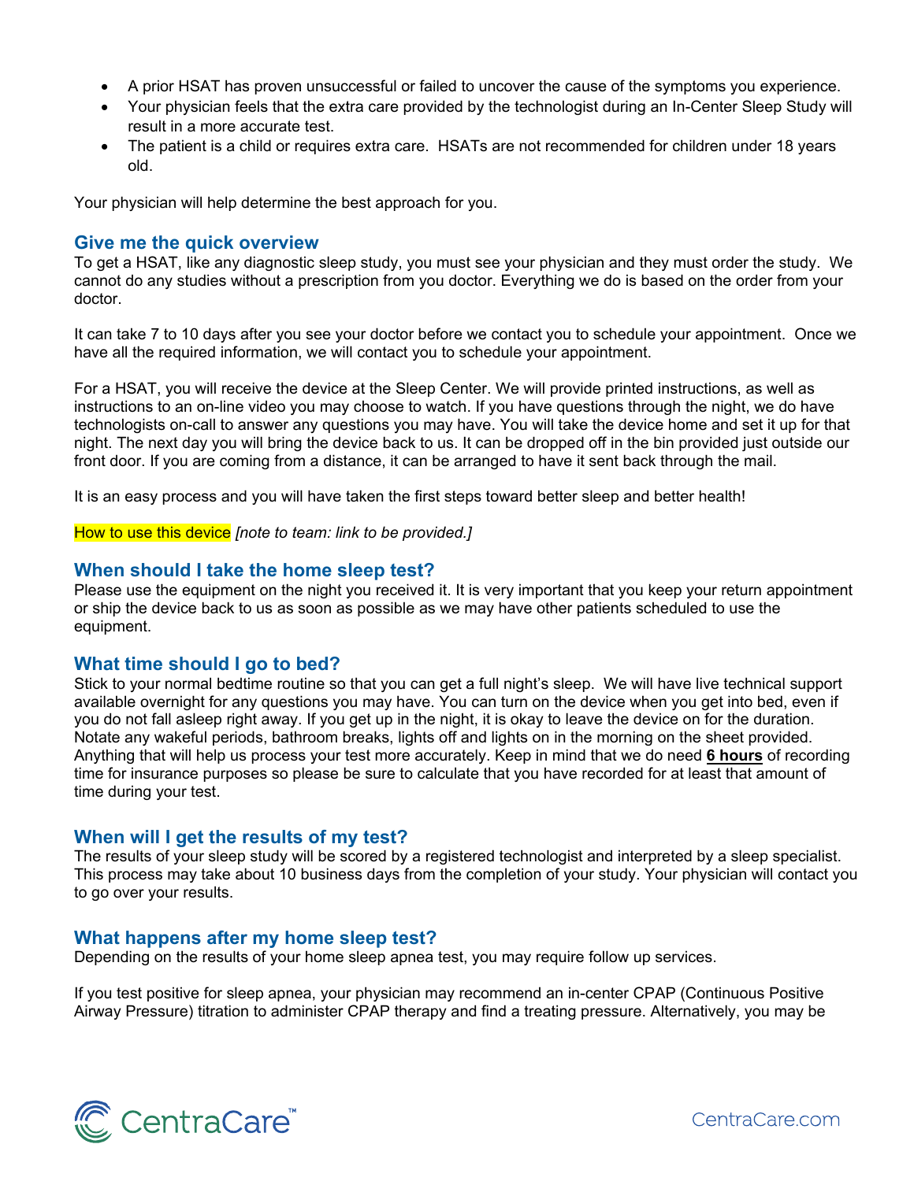- A prior HSAT has proven unsuccessful or failed to uncover the cause of the symptoms you experience.
- Your physician feels that the extra care provided by the technologist during an In-Center Sleep Study will result in a more accurate test.
- The patient is a child or requires extra care. HSATs are not recommended for children under 18 years old.

Your physician will help determine the best approach for you.

## Give me the quick overview

To get a HSAT, like any diagnostic sleep study, you must see your physician and they must order the study. We cannot do any studies without a prescription from you doctor. Everything we do is based on the order from your doctor.

It can take 7 to 10 days after you see your doctor before we contact you to schedule your appointment. Once we have all the required information, we will contact you to schedule your appointment.

For a HSAT, you will receive the device at the Sleep Center. We will provide printed instructions, as well as instructions to an on-line video you may choose to watch. If you have questions through the night, we do have technologists on-call to answer any questions you may have. You will take the device home and set it up for that night. The next day you will bring the device back to us. It can be dropped off in the bin provided just outside our front door. If you are coming from a distance, it can be arranged to have it sent back through the mail.

It is an easy process and you will have taken the first steps toward better sleep and better health!

How to use this device *[note to team: link to be provided.]*

## When should I take the home sleep test?

Please use the equipment on the night you received it. It is very important that you keep your return appointment or ship the device back to us as soon as possible as we may have other patients scheduled to use the equipment.

## What time should I go to bed?

Stick to your normal bedtime routine so that you can get a full night's sleep. We will have live technical support available overnight for any questions you may have. You can turn on the device when you get into bed, even if you do not fall asleep right away. If you get up in the night, it is okay to leave the device on for the duration. Notate any wakeful periods, bathroom breaks, lights off and lights on in the morning on the sheet provided. Anything that will help us process your test more accurately. Keep in mind that we do need **6 hours** of recording time for insurance purposes so please be sure to calculate that you have recorded for at least that amount of time during your test.

## When will I get the results of my test?

The results of your sleep study will be scored by a registered technologist and interpreted by a sleep specialist. This process may take about 10 business days from the completion of your study. Your physician will contact you to go over your results.

## What happens after my home sleep test?

Depending on the results of your home sleep apnea test, you may require follow up services.

If you test positive for sleep apnea, your physician may recommend an in-center CPAP (Continuous Positive Airway Pressure) titration to administer CPAP therapy and find a treating pressure. Alternatively, you may be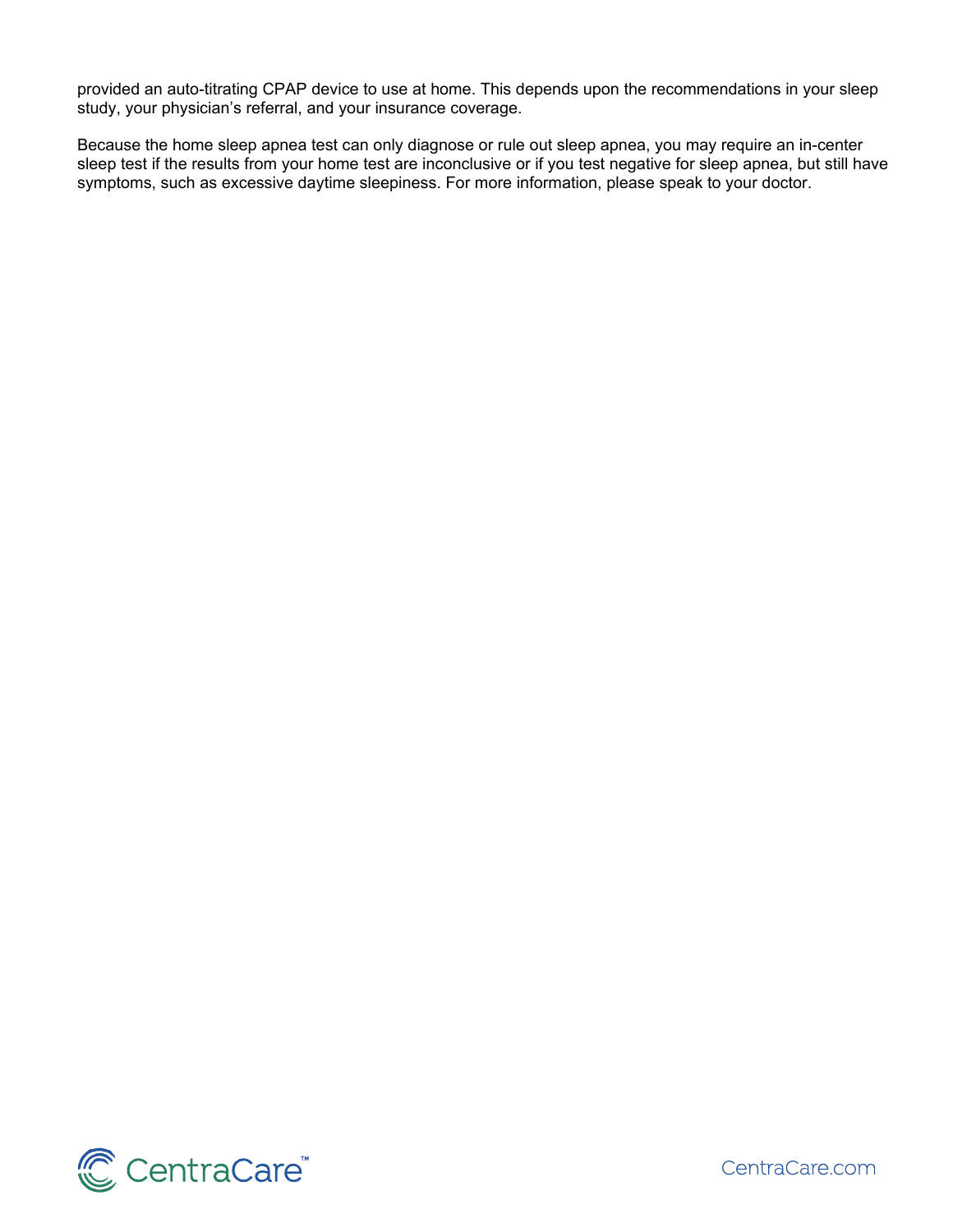provided an auto-titrating CPAP device to use at home. This depends upon the recommendations in your sleep study, your physician's referral, and your insurance coverage.

Because the home sleep apnea test can only diagnose or rule out sleep apnea, you may require an in-center sleep test if the results from your home test are inconclusive or if you test negative for sleep apnea, but still have symptoms, such as excessive daytime sleepiness. For more information, please speak to your doctor.